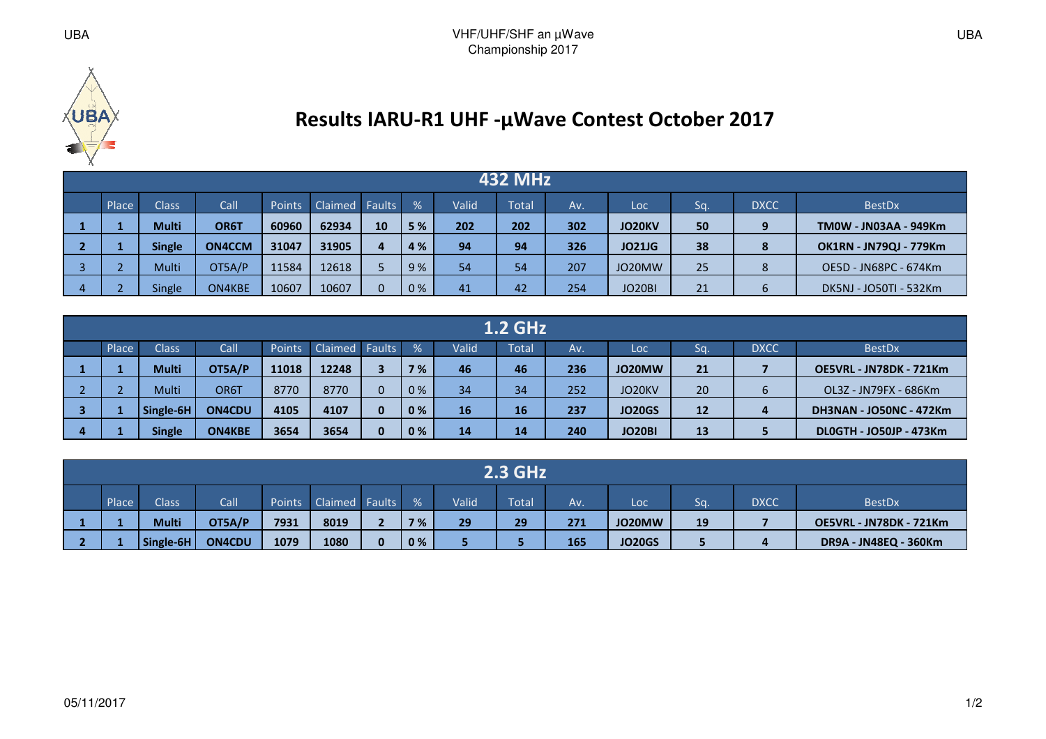# Results IARU-R1 UHF -µWave Contest October 2017

| 432 MHz | | | | | | | | | | | | | | |
|---|---|---|---|---|---|---|---|---|---|---|---|---|---|---|
| | Place | Class | Call | Points | Claimed | Faults | % | Valid | Total | Av. | Loc | Sq. | DXCC | BestDx |
| **1** | **1** | **Multi** | **OR6T** | **60960** | **62934** | **10** | **5 %** | **202** | **202** | **302** | **JO20KV** | **50** | **9** | **TM0W - JN03AA - 949Km** |
| **2** | **1** | **Single** | **ON4CCM** | **31047** | **31905** | **4** | **4 %** | **94** | **94** | **326** | **JO21JG** | **38** | **8** | **OK1RN - JN79QJ - 779Km** |
| 3 | 2 | Multi | OT5A/P | 11584 | 12618 | 5 | 9 % | 54 | 54 | 207 | JO20MW | 25 | 8 | OE5D - JN68PC - 674Km |
| 4 | 2 | Single | ON4KBE | 10607 | 10607 | 0 | 0 % | 41 | 42 | 254 | JO20BI | 21 | 6 | DK5NJ - JO50TI - 532Km |

| 1.2 GHz | | | | | | | | | | | | | | |
|---|---|---|---|---|---|---|---|---|---|---|---|---|---|---|
| | Place | Class | Call | Points | Claimed | Faults | % | Valid | Total | Av. | Loc | Sq. | DXCC | BestDx |
| **1** | **1** | **Multi** | **OT5A/P** | **11018** | **12248** | **3** | **7 %** | **46** | **46** | **236** | **JO20MW** | **21** | **7** | **OE5VRL - JN78DK - 721Km** |
| 2 | 2 | Multi | OR6T | 8770 | 8770 | 0 | 0 % | 34 | 34 | 252 | JO20KV | 20 | 6 | OL3Z - JN79FX - 686Km |
| **3** | **1** | **Single-6H** | **ON4CDU** | **4105** | **4107** | **0** | **0 %** | **16** | **16** | **237** | **JO20GS** | **12** | **4** | **DH3NAN - JO50NC - 472Km** |
| **4** | **1** | **Single** | **ON4KBE** | **3654** | **3654** | **0** | **0 %** | **14** | **14** | **240** | **JO20BI** | **13** | **5** | **DL0GTH - JO50JP - 473Km** |

| 2.3 GHz | | | | | | | | | | | | | | |
|---|---|---|---|---|---|---|---|---|---|---|---|---|---|---|
| | Place | Class | Call | Points | Claimed | Faults | % | Valid | Total | Av. | Loc | Sq. | DXCC | BestDx |
| **1** | **1** | **Multi** | **OT5A/P** | **7931** | **8019** | **2** | **7 %** | **29** | **29** | **271** | **JO20MW** | **19** | **7** | **OE5VRL - JN78DK - 721Km** |
| **2** | **1** | **Single-6H** | **ON4CDU** | **1079** | **1080** | **0** | **0 %** | **5** | **5** | **165** | **JO20GS** | **5** | **4** | **DR9A - JN48EQ - 360Km** |

05/11/2017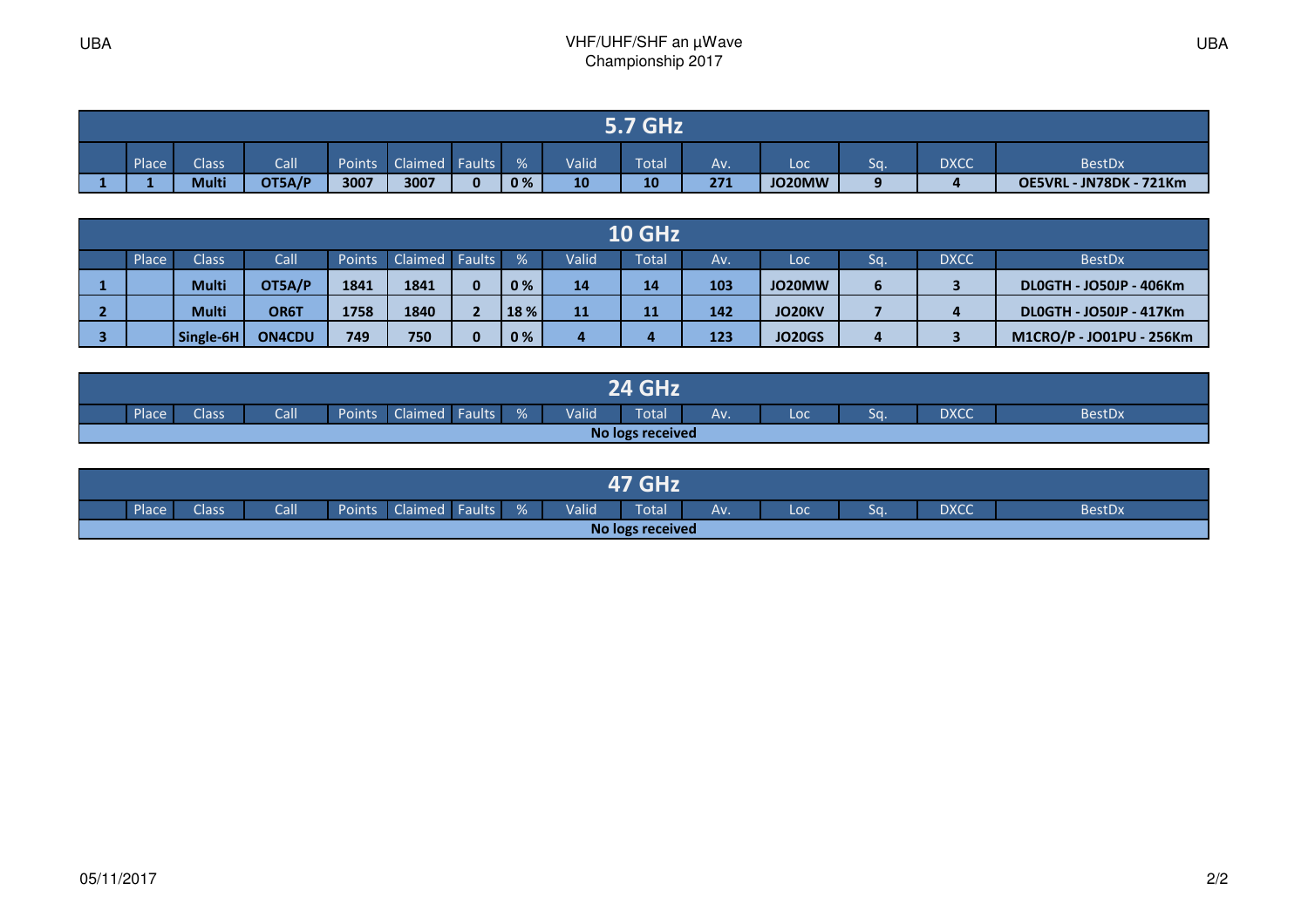## 5.7 GHz

| | Place | Class | Call | Points | Claimed | Faults | % | Valid | Total | Av. | Loc | Sq. | DXCC | BestDx |
|---|---|---|---|---|---|---|---|---|---|---|---|---|---|---|
| 1 | 1 | Multi | OT5A/P | 3007 | 3007 | 0 | 0 % | 10 | 10 | 271 | JO20MW | 9 | 4 | OE5VRL - JN78DK - 721Km |

## 10 GHz

| | Place | Class | Call | Points | Claimed | Faults | % | Valid | Total | Av. | Loc | Sq. | DXCC | BestDx |
|---|---|---|---|---|---|---|---|---|---|---|---|---|---|---|
| 1 | | Multi | OT5A/P | 1841 | 1841 | 0 | 0 % | 14 | 14 | 103 | JO20MW | 6 | 3 | DL0GTH - JO50JP - 406Km |
| 2 | | Multi | OR6T | 1758 | 1840 | 2 | 18 % | 11 | 11 | 142 | JO20KV | 7 | 4 | DL0GTH - JO50JP - 417Km |
| 3 | | Single-6H | ON4CDU | 749 | 750 | 0 | 0 % | 4 | 4 | 123 | JO20GS | 4 | 3 | M1CRO/P - JO01PU - 256Km |

## 24 GHz

| | Place | Class | Call | Points | Claimed | Faults | % | Valid | Total | Av. | Loc | Sq. | DXCC | BestDx |
|---|---|---|---|---|---|---|---|---|---|---|---|---|---|---|
| No logs received | | | | | | | | | | | | | | |

## 47 GHz

| | Place | Class | Call | Points | Claimed | Faults | % | Valid | Total | Av. | Loc | Sq. | DXCC | BestDx |
|---|---|---|---|---|---|---|---|---|---|---|---|---|---|---|
| No logs received | | | | | | | | | | | | | | |

05/11/2017